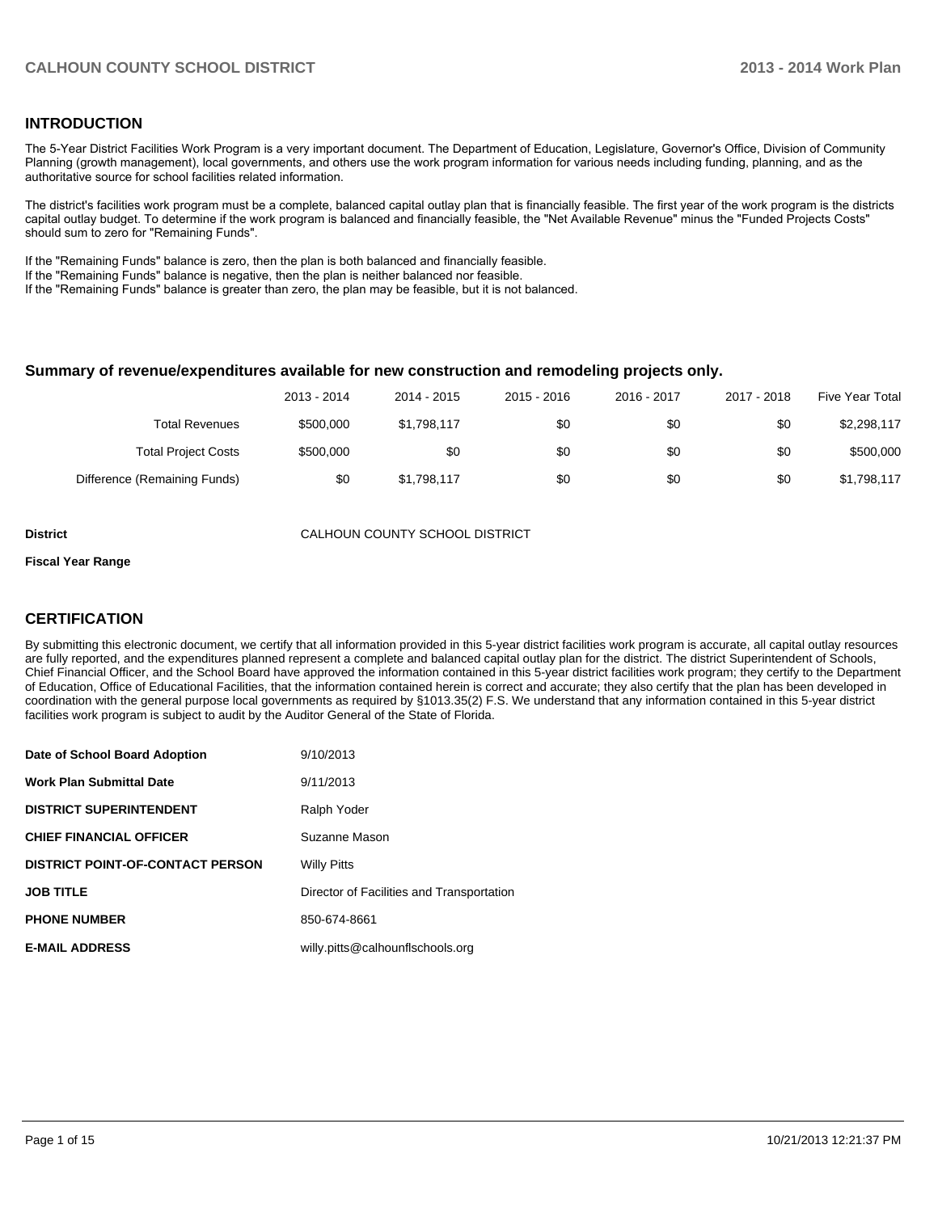## INTRODUCTION

The 5-Year District Facilities Work Program is a very important document. The Department of Education, Legislature, Governor's Office, Division of Community Planning (growth management), local governments, and others use the work program information for various needs including funding, planning, and as the authoritative source for school facilities related information.

The district's facilities work program must be a complete, balanced capital outlay plan that is financially feasible. The first year of the work program is the districts capital outlay budget. To determine if the work program is balanced and financially feasible, the "Net Available Revenue" minus the "Funded Projects Costs" should sum to zero for "Remaining Funds".

If the "Remaining Funds" balance is zero, then the plan is both balanced and financially feasible.
If the "Remaining Funds" balance is negative, then the plan is neither balanced nor feasible.
If the "Remaining Funds" balance is greater than zero, the plan may be feasible, but it is not balanced.

### Summary of revenue/expenditures available for new construction and remodeling projects only.

| | 2013 - 2014 | 2014 - 2015 | 2015 - 2016 | 2016 - 2017 | 2017 - 2018 | Five Year Total |
|---|---|---|---|---|---|---|
| Total Revenues | $500,000 | $1,798,117 | $0 | $0 | $0 | $2,298,117 |
| Total Project Costs | $500,000 | $0 | $0 | $0 | $0 | $500,000 |
| Difference (Remaining Funds) | $0 | $1,798,117 | $0 | $0 | $0 | $1,798,117 |

**District** CALHOUN COUNTY SCHOOL DISTRICT

**Fiscal Year Range**

## CERTIFICATION

By submitting this electronic document, we certify that all information provided in this 5-year district facilities work program is accurate, all capital outlay resources are fully reported, and the expenditures planned represent a complete and balanced capital outlay plan for the district. The district Superintendent of Schools, Chief Financial Officer, and the School Board have approved the information contained in this 5-year district facilities work program; they certify to the Department of Education, Office of Educational Facilities, that the information contained herein is correct and accurate; they also certify that the plan has been developed in coordination with the general purpose local governments as required by §1013.35(2) F.S. We understand that any information contained in this 5-year district facilities work program is subject to audit by the Auditor General of the State of Florida.

| | |
|---|---|
| **Date of School Board Adoption** | 9/10/2013 |
| **Work Plan Submittal Date** | 9/11/2013 |
| **DISTRICT SUPERINTENDENT** | Ralph Yoder |
| **CHIEF FINANCIAL OFFICER** | Suzanne Mason |
| **DISTRICT POINT-OF-CONTACT PERSON** | Willy Pitts |
| **JOB TITLE** | Director of Facilities and Transportation |
| **PHONE NUMBER** | 850-674-8661 |
| **E-MAIL ADDRESS** | willy.pitts@calhounflschools.org |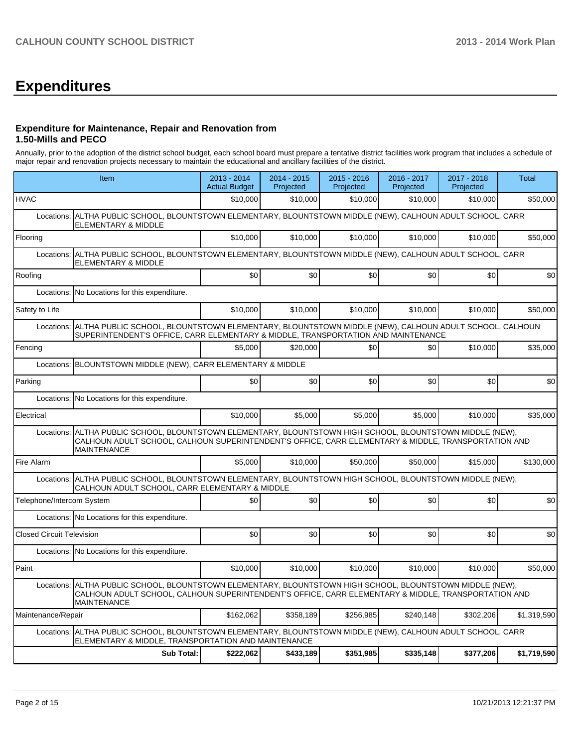# Expenditures

### Expenditure for Maintenance, Repair and Renovation from 1.50-Mills and PECO

Annually, prior to the adoption of the district school budget, each school board must prepare a tentative district facilities work program that includes a schedule of major repair and renovation projects necessary to maintain the educational and ancillary facilities of the district.

| Item | 2013 - 2014 Actual Budget | 2014 - 2015 Projected | 2015 - 2016 Projected | 2016 - 2017 Projected | 2017 - 2018 Projected | Total |
|---|---|---|---|---|---|---|
| HVAC | $10,000 | $10,000 | $10,000 | $10,000 | $10,000 | $50,000 |
| Locations: ALTHA PUBLIC SCHOOL, BLOUNTSTOWN ELEMENTARY, BLOUNTSTOWN MIDDLE (NEW), CALHOUN ADULT SCHOOL, CARR ELEMENTARY & MIDDLE | | | | | | |
| Flooring | $10,000 | $10,000 | $10,000 | $10,000 | $10,000 | $50,000 |
| Locations: ALTHA PUBLIC SCHOOL, BLOUNTSTOWN ELEMENTARY, BLOUNTSTOWN MIDDLE (NEW), CALHOUN ADULT SCHOOL, CARR ELEMENTARY & MIDDLE | | | | | | |
| Roofing | $0 | $0 | $0 | $0 | $0 | $0 |
| Locations: No Locations for this expenditure. | | | | | | |
| Safety to Life | $10,000 | $10,000 | $10,000 | $10,000 | $10,000 | $50,000 |
| Locations: ALTHA PUBLIC SCHOOL, BLOUNTSTOWN ELEMENTARY, BLOUNTSTOWN MIDDLE (NEW), CALHOUN ADULT SCHOOL, CALHOUN SUPERINTENDENT'S OFFICE, CARR ELEMENTARY & MIDDLE, TRANSPORTATION AND MAINTENANCE | | | | | | |
| Fencing | $5,000 | $20,000 | $0 | $0 | $10,000 | $35,000 |
| Locations: BLOUNTSTOWN MIDDLE (NEW), CARR ELEMENTARY & MIDDLE | | | | | | |
| Parking | $0 | $0 | $0 | $0 | $0 | $0 |
| Locations: No Locations for this expenditure. | | | | | | |
| Electrical | $10,000 | $5,000 | $5,000 | $5,000 | $10,000 | $35,000 |
| Locations: ALTHA PUBLIC SCHOOL, BLOUNTSTOWN ELEMENTARY, BLOUNTSTOWN HIGH SCHOOL, BLOUNTSTOWN MIDDLE (NEW), CALHOUN ADULT SCHOOL, CALHOUN SUPERINTENDENT'S OFFICE, CARR ELEMENTARY & MIDDLE, TRANSPORTATION AND MAINTENANCE | | | | | | |
| Fire Alarm | $5,000 | $10,000 | $50,000 | $50,000 | $15,000 | $130,000 |
| Locations: ALTHA PUBLIC SCHOOL, BLOUNTSTOWN ELEMENTARY, BLOUNTSTOWN HIGH SCHOOL, BLOUNTSTOWN MIDDLE (NEW), CALHOUN ADULT SCHOOL, CARR ELEMENTARY & MIDDLE | | | | | | |
| Telephone/Intercom System | $0 | $0 | $0 | $0 | $0 | $0 |
| Locations: No Locations for this expenditure. | | | | | | |
| Closed Circuit Television | $0 | $0 | $0 | $0 | $0 | $0 |
| Locations: No Locations for this expenditure. | | | | | | |
| Paint | $10,000 | $10,000 | $10,000 | $10,000 | $10,000 | $50,000 |
| Locations: ALTHA PUBLIC SCHOOL, BLOUNTSTOWN ELEMENTARY, BLOUNTSTOWN HIGH SCHOOL, BLOUNTSTOWN MIDDLE (NEW), CALHOUN ADULT SCHOOL, CALHOUN SUPERINTENDENT'S OFFICE, CARR ELEMENTARY & MIDDLE, TRANSPORTATION AND MAINTENANCE | | | | | | |
| Maintenance/Repair | $162,062 | $358,189 | $256,985 | $240,148 | $302,206 | $1,319,590 |
| Locations: ALTHA PUBLIC SCHOOL, BLOUNTSTOWN ELEMENTARY, BLOUNTSTOWN MIDDLE (NEW), CALHOUN ADULT SCHOOL, CARR ELEMENTARY & MIDDLE, TRANSPORTATION AND MAINTENANCE | | | | | | |
| **Sub Total:** | **$222,062** | **$433,189** | **$351,985** | **$335,148** | **$377,206** | **$1,719,590** |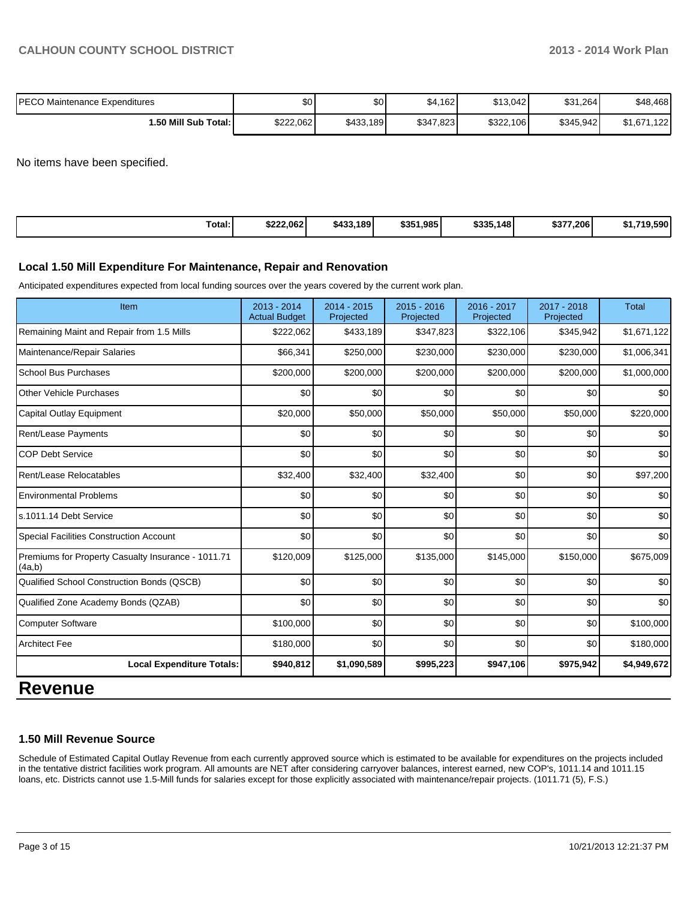| | | | | | | |
|---|---|---|---|---|---|---|
| PECO Maintenance Expenditures | $0 | $0 | $4,162 | $13,042 | $31,264 | $48,468 |
| **1.50 Mill Sub Total:** | $222,062 | $433,189 | $347,823 | $322,106 | $345,942 | $1,671,122 |

No items have been specified.

| | | | | | | |
|---|---|---|---|---|---|---|
| **Total:** | **$222,062** | **$433,189** | **$351,985** | **$335,148** | **$377,206** | **$1,719,590** |

### Local 1.50 Mill Expenditure For Maintenance, Repair and Renovation

Anticipated expenditures expected from local funding sources over the years covered by the current work plan.

| Item | 2013 - 2014 Actual Budget | 2014 - 2015 Projected | 2015 - 2016 Projected | 2016 - 2017 Projected | 2017 - 2018 Projected | Total |
|---|---|---|---|---|---|---|
| Remaining Maint and Repair from 1.5 Mills | $222,062 | $433,189 | $347,823 | $322,106 | $345,942 | $1,671,122 |
| Maintenance/Repair Salaries | $66,341 | $250,000 | $230,000 | $230,000 | $230,000 | $1,006,341 |
| School Bus Purchases | $200,000 | $200,000 | $200,000 | $200,000 | $200,000 | $1,000,000 |
| Other Vehicle Purchases | $0 | $0 | $0 | $0 | $0 | $0 |
| Capital Outlay Equipment | $20,000 | $50,000 | $50,000 | $50,000 | $50,000 | $220,000 |
| Rent/Lease Payments | $0 | $0 | $0 | $0 | $0 | $0 |
| COP Debt Service | $0 | $0 | $0 | $0 | $0 | $0 |
| Rent/Lease Relocatables | $32,400 | $32,400 | $32,400 | $0 | $0 | $97,200 |
| Environmental Problems | $0 | $0 | $0 | $0 | $0 | $0 |
| s.1011.14 Debt Service | $0 | $0 | $0 | $0 | $0 | $0 |
| Special Facilities Construction Account | $0 | $0 | $0 | $0 | $0 | $0 |
| Premiums for Property Casualty Insurance - 1011.71 (4a,b) | $120,009 | $125,000 | $135,000 | $145,000 | $150,000 | $675,009 |
| Qualified School Construction Bonds (QSCB) | $0 | $0 | $0 | $0 | $0 | $0 |
| Qualified Zone Academy Bonds (QZAB) | $0 | $0 | $0 | $0 | $0 | $0 |
| Computer Software | $100,000 | $0 | $0 | $0 | $0 | $100,000 |
| Architect Fee | $180,000 | $0 | $0 | $0 | $0 | $180,000 |
| **Local Expenditure Totals:** | **$940,812** | **$1,090,589** | **$995,223** | **$947,106** | **$975,942** | **$4,949,672** |

# Revenue

### 1.50 Mill Revenue Source

Schedule of Estimated Capital Outlay Revenue from each currently approved source which is estimated to be available for expenditures on the projects included in the tentative district facilities work program. All amounts are NET after considering carryover balances, interest earned, new COP's, 1011.14 and 1011.15 loans, etc. Districts cannot use 1.5-Mill funds for salaries except for those explicitly associated with maintenance/repair projects. (1011.71 (5), F.S.)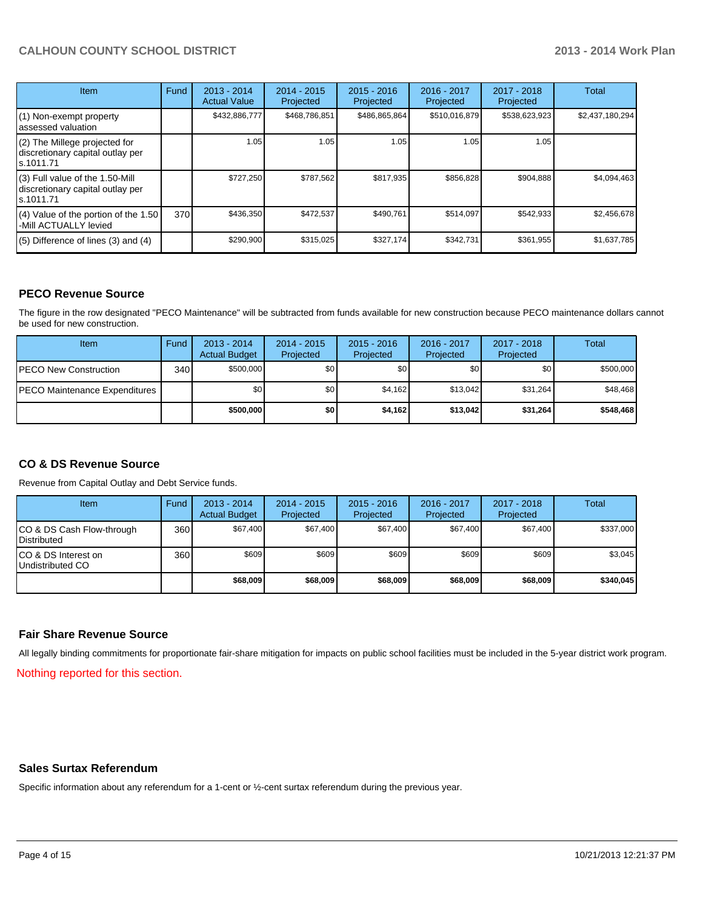| Item | Fund | 2013 - 2014 Actual Value | 2014 - 2015 Projected | 2015 - 2016 Projected | 2016 - 2017 Projected | 2017 - 2018 Projected | Total |
|---|---|---|---|---|---|---|---|
| (1) Non-exempt property assessed valuation | | $432,886,777 | $468,786,851 | $486,865,864 | $510,016,879 | $538,623,923 | $2,437,180,294 |
| (2) The Millege projected for discretionary capital outlay per s.1011.71 | | 1.05 | 1.05 | 1.05 | 1.05 | 1.05 | |
| (3) Full value of the 1.50-Mill discretionary capital outlay per s.1011.71 | | $727,250 | $787,562 | $817,935 | $856,828 | $904,888 | $4,094,463 |
| (4) Value of the portion of the 1.50 -Mill ACTUALLY levied | 370 | $436,350 | $472,537 | $490,761 | $514,097 | $542,933 | $2,456,678 |
| (5) Difference of lines (3) and (4) | | $290,900 | $315,025 | $327,174 | $342,731 | $361,955 | $1,637,785 |

## PECO Revenue Source

The figure in the row designated "PECO Maintenance" will be subtracted from funds available for new construction because PECO maintenance dollars cannot be used for new construction.

| Item | Fund | 2013 - 2014 Actual Budget | 2014 - 2015 Projected | 2015 - 2016 Projected | 2016 - 2017 Projected | 2017 - 2018 Projected | Total |
|---|---|---|---|---|---|---|---|
| PECO New Construction | 340 | $500,000 | $0 | $0 | $0 | $0 | $500,000 |
| PECO Maintenance Expenditures | | $0 | $0 | $4,162 | $13,042 | $31,264 | $48,468 |
| | | **$500,000** | **$0** | **$4,162** | **$13,042** | **$31,264** | **$548,468** |

## CO & DS Revenue Source

Revenue from Capital Outlay and Debt Service funds.

| Item | Fund | 2013 - 2014 Actual Budget | 2014 - 2015 Projected | 2015 - 2016 Projected | 2016 - 2017 Projected | 2017 - 2018 Projected | Total |
|---|---|---|---|---|---|---|---|
| CO & DS Cash Flow-through Distributed | 360 | $67,400 | $67,400 | $67,400 | $67,400 | $67,400 | $337,000 |
| CO & DS Interest on Undistributed CO | 360 | $609 | $609 | $609 | $609 | $609 | $3,045 |
| | | **$68,009** | **$68,009** | **$68,009** | **$68,009** | **$68,009** | **$340,045** |

## Fair Share Revenue Source

All legally binding commitments for proportionate fair-share mitigation for impacts on public school facilities must be included in the 5-year district work program.

Nothing reported for this section.

## Sales Surtax Referendum

Specific information about any referendum for a 1-cent or ½-cent surtax referendum during the previous year.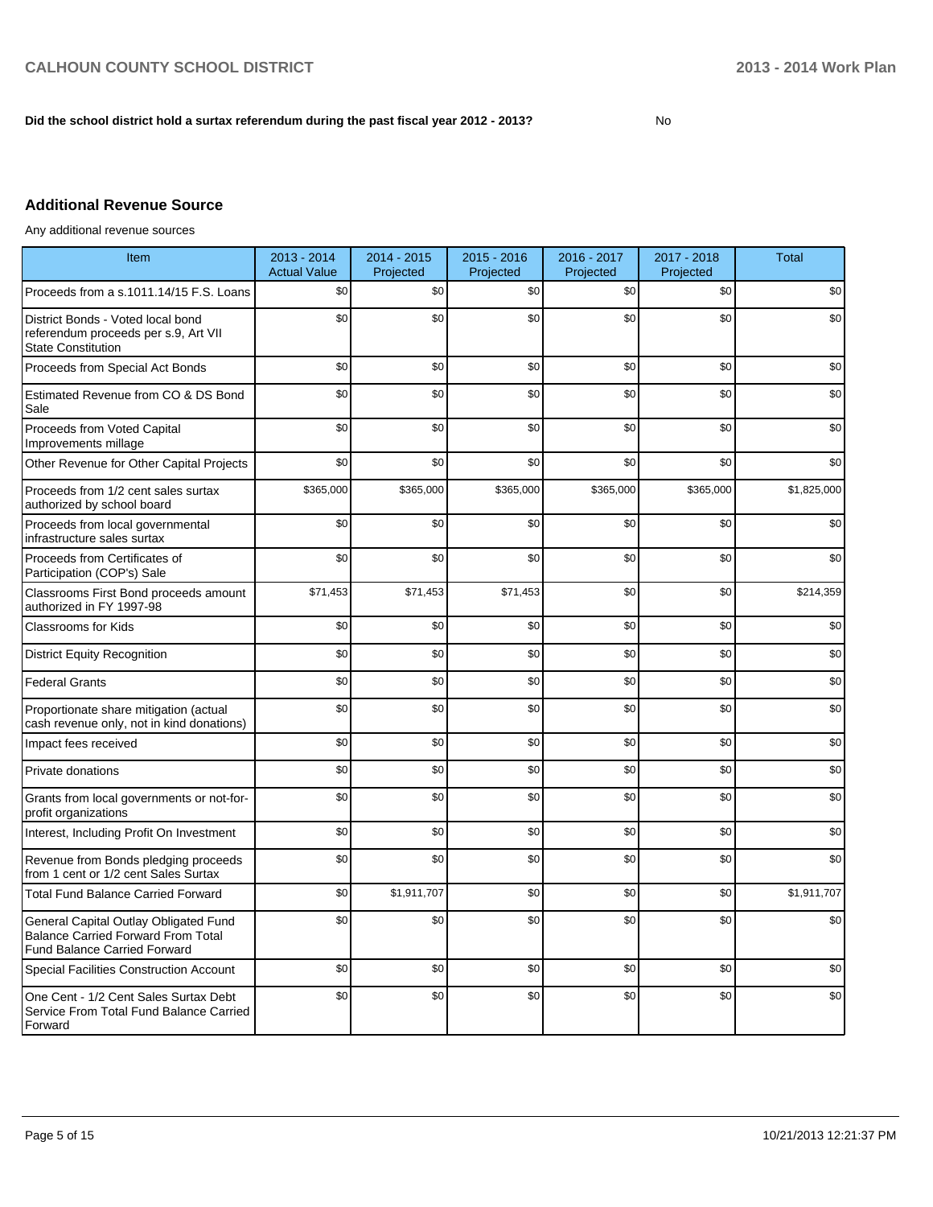**Did the school district hold a surtax referendum during the past fiscal year 2012 - 2013?** No

## Additional Revenue Source

Any additional revenue sources

| Item | 2013 - 2014 Actual Value | 2014 - 2015 Projected | 2015 - 2016 Projected | 2016 - 2017 Projected | 2017 - 2018 Projected | Total |
|---|---|---|---|---|---|---|
| Proceeds from a s.1011.14/15 F.S. Loans | $0 | $0 | $0 | $0 | $0 | $0 |
| District Bonds - Voted local bond referendum proceeds per s.9, Art VII State Constitution | $0 | $0 | $0 | $0 | $0 | $0 |
| Proceeds from Special Act Bonds | $0 | $0 | $0 | $0 | $0 | $0 |
| Estimated Revenue from CO & DS Bond Sale | $0 | $0 | $0 | $0 | $0 | $0 |
| Proceeds from Voted Capital Improvements millage | $0 | $0 | $0 | $0 | $0 | $0 |
| Other Revenue for Other Capital Projects | $0 | $0 | $0 | $0 | $0 | $0 |
| Proceeds from 1/2 cent sales surtax authorized by school board | $365,000 | $365,000 | $365,000 | $365,000 | $365,000 | $1,825,000 |
| Proceeds from local governmental infrastructure sales surtax | $0 | $0 | $0 | $0 | $0 | $0 |
| Proceeds from Certificates of Participation (COP's) Sale | $0 | $0 | $0 | $0 | $0 | $0 |
| Classrooms First Bond proceeds amount authorized in FY 1997-98 | $71,453 | $71,453 | $71,453 | $0 | $0 | $214,359 |
| Classrooms for Kids | $0 | $0 | $0 | $0 | $0 | $0 |
| District Equity Recognition | $0 | $0 | $0 | $0 | $0 | $0 |
| Federal Grants | $0 | $0 | $0 | $0 | $0 | $0 |
| Proportionate share mitigation (actual cash revenue only, not in kind donations) | $0 | $0 | $0 | $0 | $0 | $0 |
| Impact fees received | $0 | $0 | $0 | $0 | $0 | $0 |
| Private donations | $0 | $0 | $0 | $0 | $0 | $0 |
| Grants from local governments or not-for-profit organizations | $0 | $0 | $0 | $0 | $0 | $0 |
| Interest, Including Profit On Investment | $0 | $0 | $0 | $0 | $0 | $0 |
| Revenue from Bonds pledging proceeds from 1 cent or 1/2 cent Sales Surtax | $0 | $0 | $0 | $0 | $0 | $0 |
| Total Fund Balance Carried Forward | $0 | $1,911,707 | $0 | $0 | $0 | $1,911,707 |
| General Capital Outlay Obligated Fund Balance Carried Forward From Total Fund Balance Carried Forward | $0 | $0 | $0 | $0 | $0 | $0 |
| Special Facilities Construction Account | $0 | $0 | $0 | $0 | $0 | $0 |
| One Cent - 1/2 Cent Sales Surtax Debt Service From Total Fund Balance Carried Forward | $0 | $0 | $0 | $0 | $0 | $0 |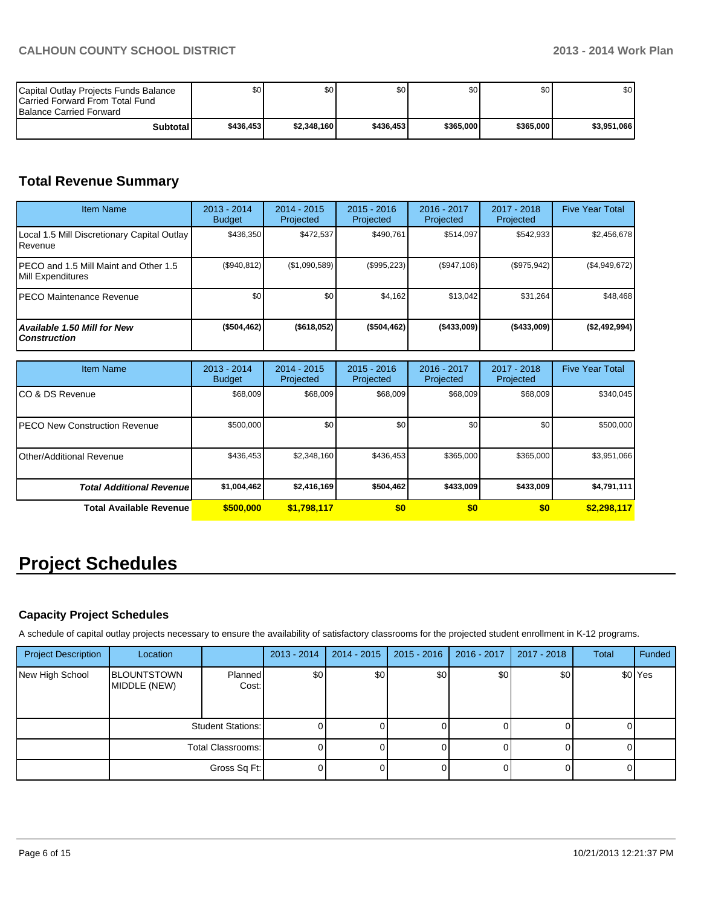| | | | | | | |
|---|---|---|---|---|---|---|
| Capital Outlay Projects Funds Balance Carried Forward From Total Fund Balance Carried Forward | $0 | $0 | $0 | $0 | $0 | $0 |
| **Subtotal** | **$436,453** | **$2,348,160** | **$436,453** | **$365,000** | **$365,000** | **$3,951,066** |

## Total Revenue Summary

| Item Name | 2013 - 2014 Budget | 2014 - 2015 Projected | 2015 - 2016 Projected | 2016 - 2017 Projected | 2017 - 2018 Projected | Five Year Total |
|---|---|---|---|---|---|---|
| Local 1.5 Mill Discretionary Capital Outlay Revenue | $436,350 | $472,537 | $490,761 | $514,097 | $542,933 | $2,456,678 |
| PECO and 1.5 Mill Maint and Other 1.5 Mill Expenditures | ($940,812) | ($1,090,589) | ($995,223) | ($947,106) | ($975,942) | ($4,949,672) |
| PECO Maintenance Revenue | $0 | $0 | $4,162 | $13,042 | $31,264 | $48,468 |
| ***Available 1.50 Mill for New Construction*** | **($504,462)** | **($618,052)** | **($504,462)** | **($433,009)** | **($433,009)** | **($2,492,994)** |

| Item Name | 2013 - 2014 Budget | 2014 - 2015 Projected | 2015 - 2016 Projected | 2016 - 2017 Projected | 2017 - 2018 Projected | Five Year Total |
|---|---|---|---|---|---|---|
| CO & DS Revenue | $68,009 | $68,009 | $68,009 | $68,009 | $68,009 | $340,045 |
| PECO New Construction Revenue | $500,000 | $0 | $0 | $0 | $0 | $500,000 |
| Other/Additional Revenue | $436,453 | $2,348,160 | $436,453 | $365,000 | $365,000 | $3,951,066 |
| ***Total Additional Revenue*** | **$1,004,462** | **$2,416,169** | **$504,462** | **$433,009** | **$433,009** | **$4,791,111** |
| **Total Available Revenue** | **$500,000** | **$1,798,117** | **$0** | **$0** | **$0** | **$2,298,117** |

# Project Schedules

### Capacity Project Schedules

A schedule of capital outlay projects necessary to ensure the availability of satisfactory classrooms for the projected student enrollment in K-12 programs.

| Project Description | Location | | 2013 - 2014 | 2014 - 2015 | 2015 - 2016 | 2016 - 2017 | 2017 - 2018 | Total | Funded |
|---|---|---|---|---|---|---|---|---|---|
| New High School | BLOUNTSTOWN MIDDLE (NEW) | Planned Cost: | $0 | $0 | $0 | $0 | $0 | $0 | Yes |
| | | Student Stations: | 0 | 0 | 0 | 0 | 0 | 0 | |
| | | Total Classrooms: | 0 | 0 | 0 | 0 | 0 | 0 | |
| | | Gross Sq Ft: | 0 | 0 | 0 | 0 | 0 | 0 | |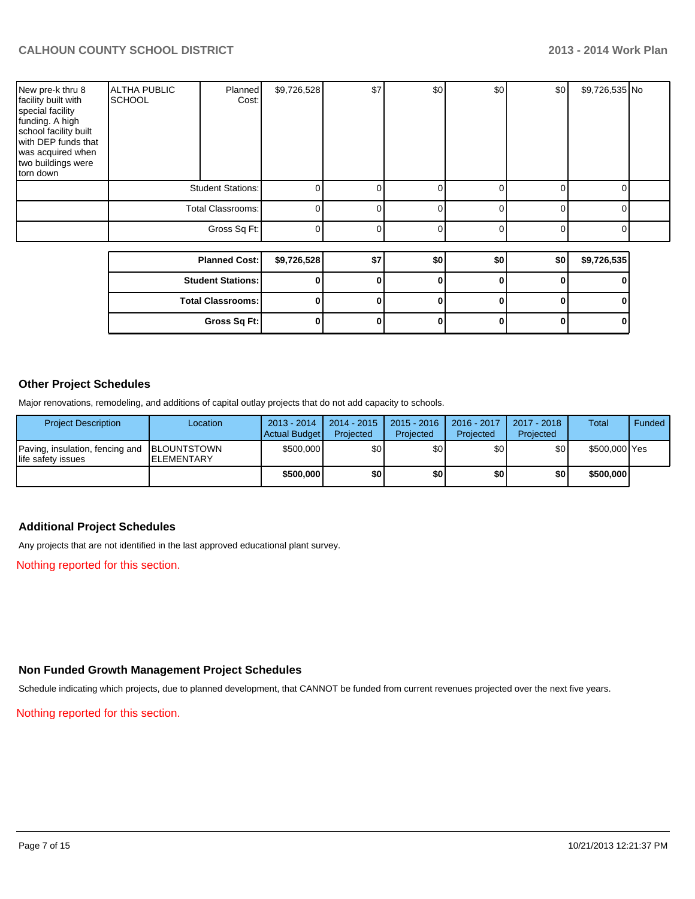| | | | | | | | | | |
|---|---|---|---|---|---|---|---|---|---|
| New pre-k thru 8 facility built with special facility funding. A high school facility built with DEP funds that was acquired when two buildings were torn down | ALTHA PUBLIC SCHOOL | Planned Cost: | $9,726,528 | $7 | $0 | $0 | $0 | $9,726,535 | No |
| | | Student Stations: | 0 | 0 | 0 | 0 | 0 | 0 | |
| | | Total Classrooms: | 0 | 0 | 0 | 0 | 0 | 0 | |
| | | Gross Sq Ft: | 0 | 0 | 0 | 0 | 0 | 0 | |

| | | | | | | |
|---|---|---|---|---|---|---|
| **Planned Cost:** | **$9,726,528** | **$7** | **$0** | **$0** | **$0** | **$9,726,535** |
| **Student Stations:** | **0** | **0** | **0** | **0** | **0** | **0** |
| **Total Classrooms:** | **0** | **0** | **0** | **0** | **0** | **0** |
| **Gross Sq Ft:** | **0** | **0** | **0** | **0** | **0** | **0** |

## Other Project Schedules

Major renovations, remodeling, and additions of capital outlay projects that do not add capacity to schools.

| Project Description | Location | 2013 - 2014 Actual Budget | 2014 - 2015 Projected | 2015 - 2016 Projected | 2016 - 2017 Projected | 2017 - 2018 Projected | Total | Funded |
|---|---|---|---|---|---|---|---|---|
| Paving, insulation, fencing and life safety issues | BLOUNTSTOWN ELEMENTARY | $500,000 | $0 | $0 | $0 | $0 | $500,000 | Yes |
| | | **$500,000** | **$0** | **$0** | **$0** | **$0** | **$500,000** | |

## Additional Project Schedules

Any projects that are not identified in the last approved educational plant survey.

Nothing reported for this section.

## Non Funded Growth Management Project Schedules

Schedule indicating which projects, due to planned development, that CANNOT be funded from current revenues projected over the next five years.

Nothing reported for this section.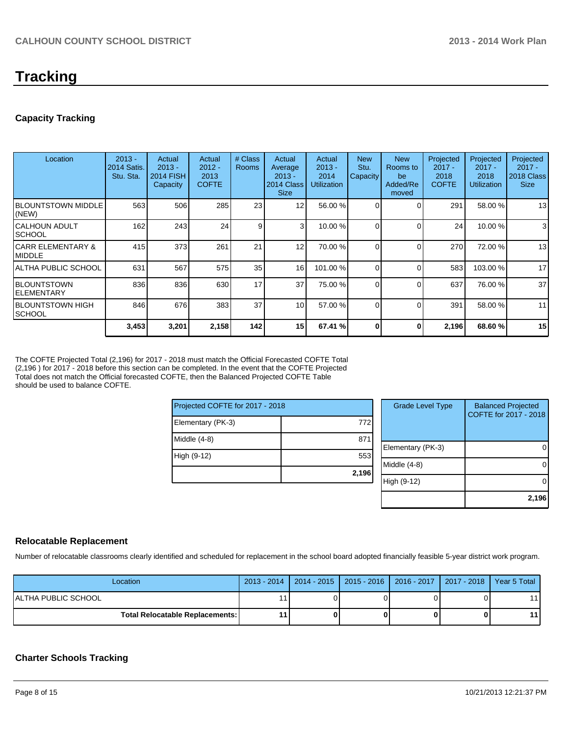# Tracking

## Capacity Tracking

| Location | 2013 - 2014 Satis. Stu. Sta. | Actual 2013 - 2014 FISH Capacity | Actual 2012 - 2013 COFTE | # Class Rooms | Actual Average 2013 - 2014 Class Size | Actual 2013 - 2014 Utilization | New Stu. Capacity | New Rooms to be Added/Removed | Projected 2017 - 2018 COFTE | Projected 2017 - 2018 Utilization | Projected 2017 - 2018 Class Size |
|---|---|---|---|---|---|---|---|---|---|---|---|
| BLOUNTSTOWN MIDDLE (NEW) | 563 | 506 | 285 | 23 | 12 | 56.00 % | 0 | 0 | 291 | 58.00 % | 13 |
| CALHOUN ADULT SCHOOL | 162 | 243 | 24 | 9 | 3 | 10.00 % | 0 | 0 | 24 | 10.00 % | 3 |
| CARR ELEMENTARY & MIDDLE | 415 | 373 | 261 | 21 | 12 | 70.00 % | 0 | 0 | 270 | 72.00 % | 13 |
| ALTHA PUBLIC SCHOOL | 631 | 567 | 575 | 35 | 16 | 101.00 % | 0 | 0 | 583 | 103.00 % | 17 |
| BLOUNTSTOWN ELEMENTARY | 836 | 836 | 630 | 17 | 37 | 75.00 % | 0 | 0 | 637 | 76.00 % | 37 |
| BLOUNTSTOWN HIGH SCHOOL | 846 | 676 | 383 | 37 | 10 | 57.00 % | 0 | 0 | 391 | 58.00 % | 11 |
| | **3,453** | **3,201** | **2,158** | **142** | **15** | **67.41 %** | **0** | **0** | **2,196** | **68.60 %** | **15** |

The COFTE Projected Total (2,196) for 2017 - 2018 must match the Official Forecasted COFTE Total (2,196 ) for 2017 - 2018 before this section can be completed. In the event that the COFTE Projected Total does not match the Official forecasted COFTE, then the Balanced Projected COFTE Table should be used to balance COFTE.

| Projected COFTE for 2017 - 2018 | |
|---|---|
| Elementary (PK-3) | 772 |
| Middle (4-8) | 871 |
| High (9-12) | 553 |
| | **2,196** |

| Grade Level Type | Balanced Projected COFTE for 2017 - 2018 |
|---|---|
| Elementary (PK-3) | 0 |
| Middle (4-8) | 0 |
| High (9-12) | 0 |
| | **2,196** |

## Relocatable Replacement

Number of relocatable classrooms clearly identified and scheduled for replacement in the school board adopted financially feasible 5-year district work program.

| Location | 2013 - 2014 | 2014 - 2015 | 2015 - 2016 | 2016 - 2017 | 2017 - 2018 | Year 5 Total |
|---|---|---|---|---|---|---|
| ALTHA PUBLIC SCHOOL | 11 | 0 | 0 | 0 | 0 | 11 |
| **Total Relocatable Replacements:** | **11** | **0** | **0** | **0** | **0** | **11** |

## Charter Schools Tracking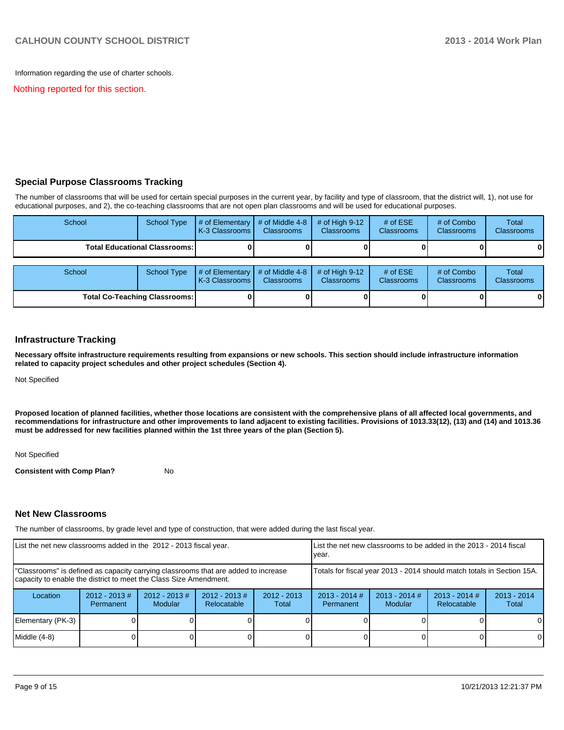Information regarding the use of charter schools.

Nothing reported for this section.

## Special Purpose Classrooms Tracking

The number of classrooms that will be used for certain special purposes in the current year, by facility and type of classroom, that the district will, 1), not use for educational purposes, and 2), the co-teaching classrooms that are not open plan classrooms and will be used for educational purposes.

| School | School Type | # of Elementary K-3 Classrooms | # of Middle 4-8 Classrooms | # of High 9-12 Classrooms | # of ESE Classrooms | # of Combo Classrooms | Total Classrooms |
|---|---|---|---|---|---|---|---|
| **Total Educational Classrooms:** | | **0** | **0** | **0** | **0** | **0** | **0** |

| School | School Type | # of Elementary K-3 Classrooms | # of Middle 4-8 Classrooms | # of High 9-12 Classrooms | # of ESE Classrooms | # of Combo Classrooms | Total Classrooms |
|---|---|---|---|---|---|---|---|
| **Total Co-Teaching Classrooms:** | | **0** | **0** | **0** | **0** | **0** | **0** |

## Infrastructure Tracking

**Necessary offsite infrastructure requirements resulting from expansions or new schools. This section should include infrastructure information related to capacity project schedules and other project schedules (Section 4).**

Not Specified

**Proposed location of planned facilities, whether those locations are consistent with the comprehensive plans of all affected local governments, and recommendations for infrastructure and other improvements to land adjacent to existing facilities. Provisions of 1013.33(12), (13) and (14) and 1013.36 must be addressed for new facilities planned within the 1st three years of the plan (Section 5).**

Not Specified

**Consistent with Comp Plan?** No

## Net New Classrooms

The number of classrooms, by grade level and type of construction, that were added during the last fiscal year.

| List the net new classrooms added in the 2012 - 2013 fiscal year. | | | | | List the net new classrooms to be added in the 2013 - 2014 fiscal year. | | | |
|---|---|---|---|---|---|---|---|---|
| "Classrooms" is defined as capacity carrying classrooms that are added to increase capacity to enable the district to meet the Class Size Amendment. | | | | | Totals for fiscal year 2013 - 2014 should match totals in Section 15A. | | | |
| Location | 2012 - 2013 # Permanent | 2012 - 2013 # Modular | 2012 - 2013 # Relocatable | 2012 - 2013 Total | 2013 - 2014 # Permanent | 2013 - 2014 # Modular | 2013 - 2014 # Relocatable | 2013 - 2014 Total |
| Elementary (PK-3) | 0 | 0 | 0 | 0 | 0 | 0 | 0 | 0 |
| Middle (4-8) | 0 | 0 | 0 | 0 | 0 | 0 | 0 | 0 |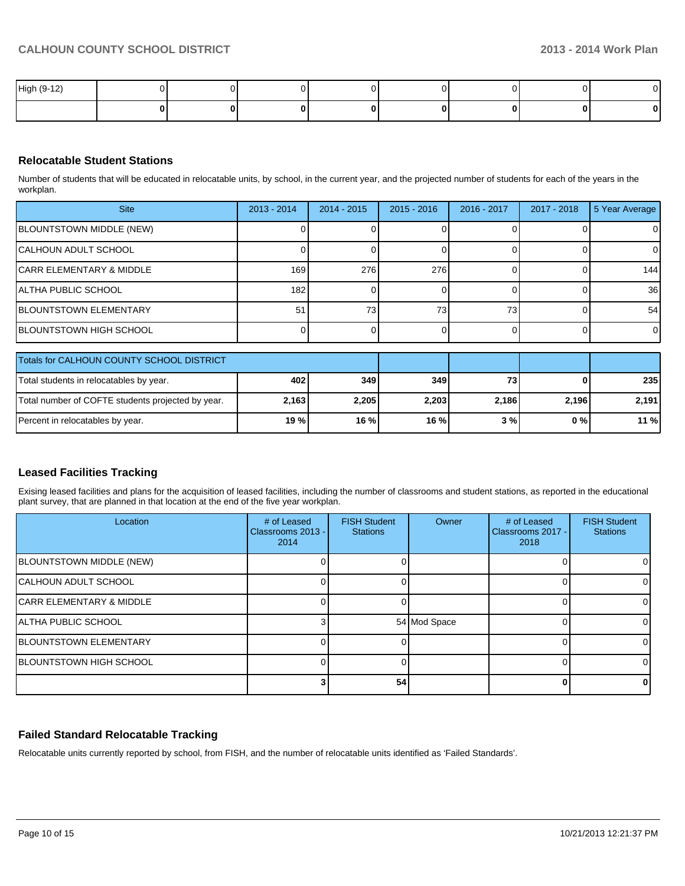| High (9-12) | 0 | 0 | 0 | 0 | 0 | 0 | 0 | 0 |
|---|---|---|---|---|---|---|---|---|
| | **0** | **0** | **0** | **0** | **0** | **0** | **0** | **0** |

## Relocatable Student Stations

Number of students that will be educated in relocatable units, by school, in the current year, and the projected number of students for each of the years in the workplan.

| Site | 2013 - 2014 | 2014 - 2015 | 2015 - 2016 | 2016 - 2017 | 2017 - 2018 | 5 Year Average |
|---|---|---|---|---|---|---|
| BLOUNTSTOWN MIDDLE (NEW) | 0 | 0 | 0 | 0 | 0 | 0 |
| CALHOUN ADULT SCHOOL | 0 | 0 | 0 | 0 | 0 | 0 |
| CARR ELEMENTARY & MIDDLE | 169 | 276 | 276 | 0 | 0 | 144 |
| ALTHA PUBLIC SCHOOL | 182 | 0 | 0 | 0 | 0 | 36 |
| BLOUNTSTOWN ELEMENTARY | 51 | 73 | 73 | 73 | 0 | 54 |
| BLOUNTSTOWN HIGH SCHOOL | 0 | 0 | 0 | 0 | 0 | 0 |

| Totals for CALHOUN COUNTY SCHOOL DISTRICT | | | | | | |
|---|---|---|---|---|---|---|
| Total students in relocatables by year. | **402** | **349** | **349** | **73** | **0** | **235** |
| Total number of COFTE students projected by year. | **2,163** | **2,205** | **2,203** | **2,186** | **2,196** | **2,191** |
| Percent in relocatables by year. | **19 %** | **16 %** | **16 %** | **3 %** | **0 %** | **11 %** |

## Leased Facilities Tracking

Exising leased facilities and plans for the acquisition of leased facilities, including the number of classrooms and student stations, as reported in the educational plant survey, that are planned in that location at the end of the five year workplan.

| Location | # of Leased Classrooms 2013 - 2014 | FISH Student Stations | Owner | # of Leased Classrooms 2017 - 2018 | FISH Student Stations |
|---|---|---|---|---|---|
| BLOUNTSTOWN MIDDLE (NEW) | 0 | 0 | | 0 | 0 |
| CALHOUN ADULT SCHOOL | 0 | 0 | | 0 | 0 |
| CARR ELEMENTARY & MIDDLE | 0 | 0 | | 0 | 0 |
| ALTHA PUBLIC SCHOOL | 3 | 54 | Mod Space | 0 | 0 |
| BLOUNTSTOWN ELEMENTARY | 0 | 0 | | 0 | 0 |
| BLOUNTSTOWN HIGH SCHOOL | 0 | 0 | | 0 | 0 |
| | **3** | **54** | | **0** | **0** |

## Failed Standard Relocatable Tracking

Relocatable units currently reported by school, from FISH, and the number of relocatable units identified as 'Failed Standards'.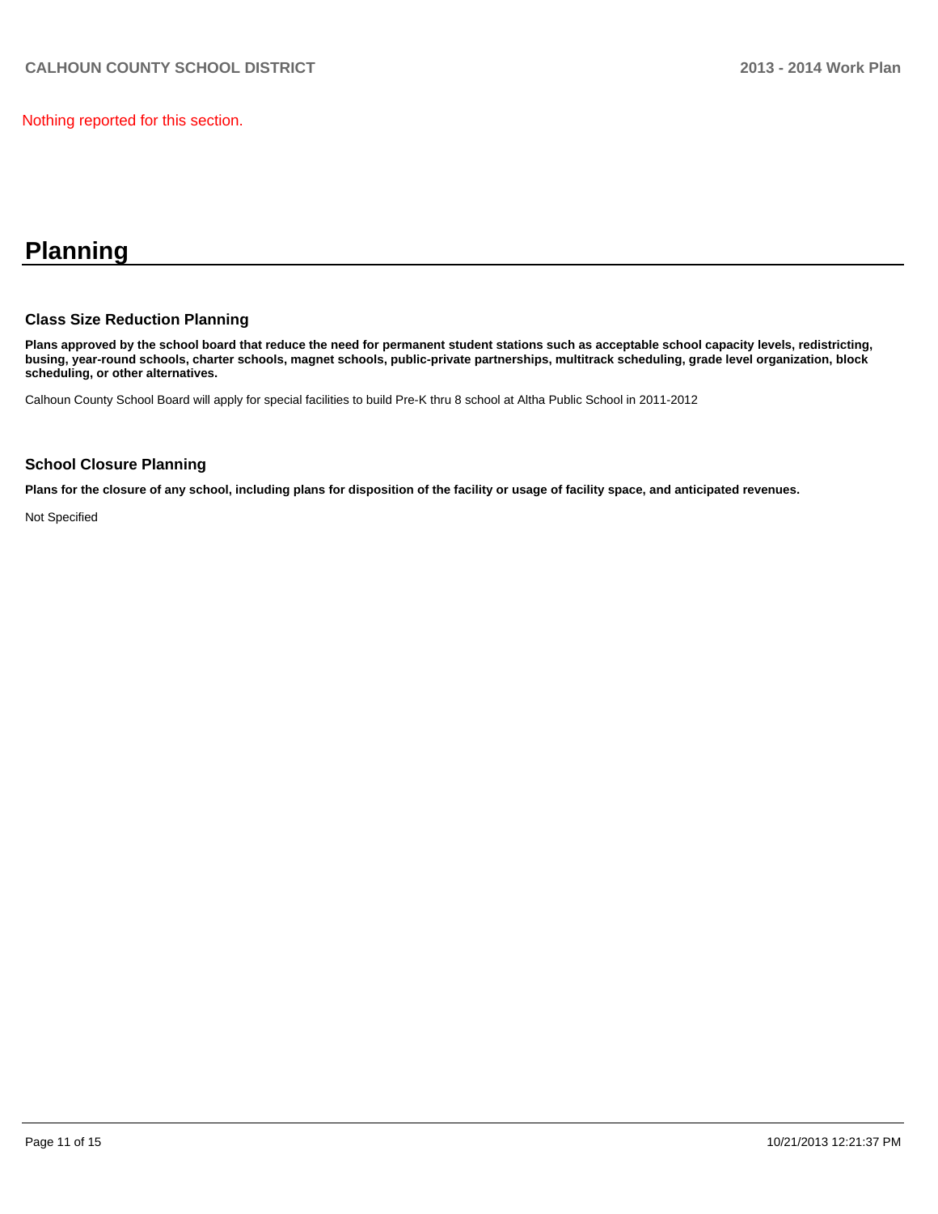Nothing reported for this section.

# Planning

## Class Size Reduction Planning

**Plans approved by the school board that reduce the need for permanent student stations such as acceptable school capacity levels, redistricting, busing, year-round schools, charter schools, magnet schools, public-private partnerships, multitrack scheduling, grade level organization, block scheduling, or other alternatives.**

Calhoun County School Board will apply for special facilities to build Pre-K thru 8 school at Altha Public School in 2011-2012

## School Closure Planning

**Plans for the closure of any school, including plans for disposition of the facility or usage of facility space, and anticipated revenues.**

Not Specified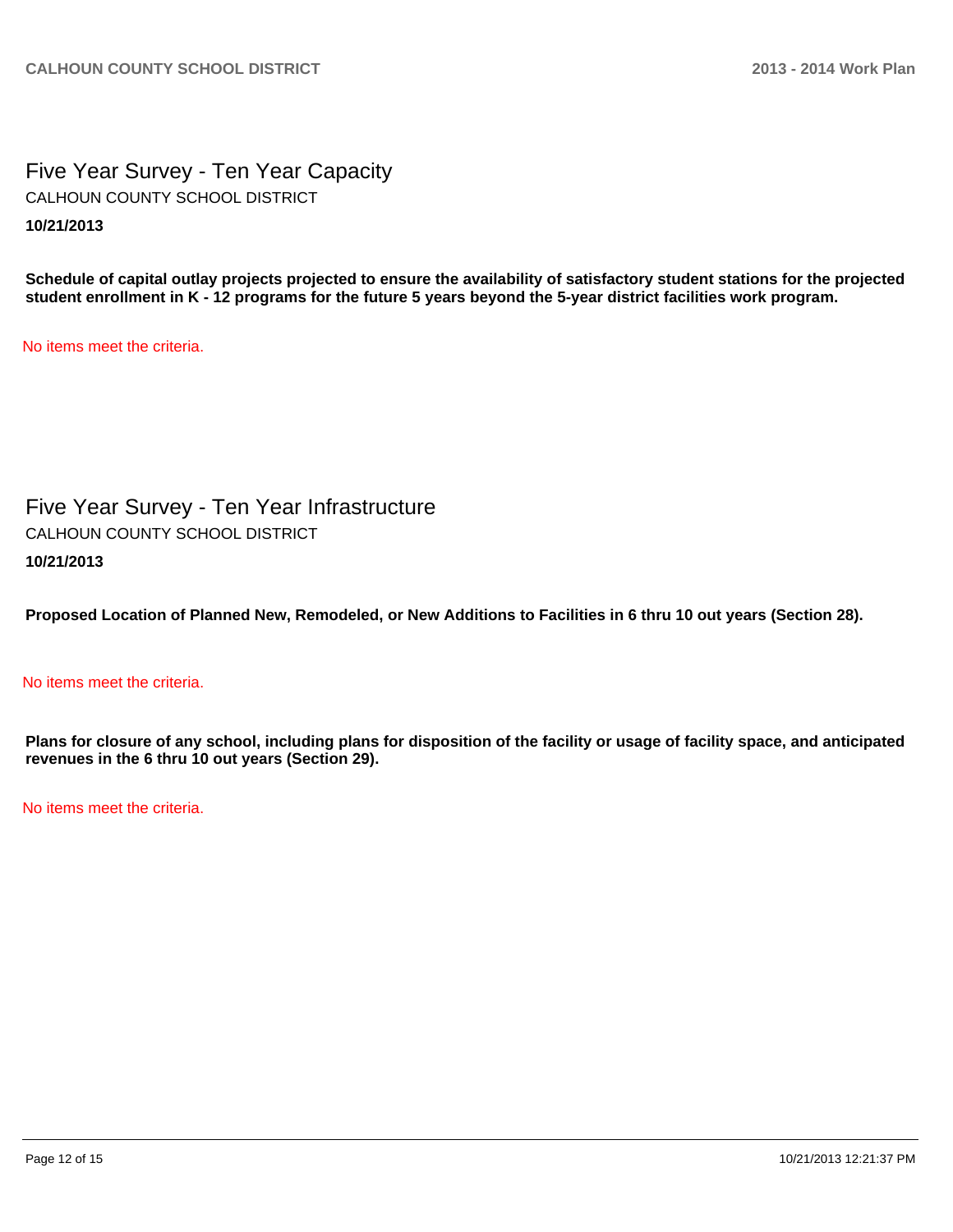## Five Year Survey - Ten Year Capacity

CALHOUN COUNTY SCHOOL DISTRICT

**10/21/2013**

**Schedule of capital outlay projects projected to ensure the availability of satisfactory student stations for the projected student enrollment in K - 12 programs for the future 5 years beyond the 5-year district facilities work program.**

No items meet the criteria.

## Five Year Survey - Ten Year Infrastructure

CALHOUN COUNTY SCHOOL DISTRICT

**10/21/2013**

**Proposed Location of Planned New, Remodeled, or New Additions to Facilities in 6 thru 10 out years (Section 28).**

No items meet the criteria.

**Plans for closure of any school, including plans for disposition of the facility or usage of facility space, and anticipated revenues in the 6 thru 10 out years (Section 29).**

No items meet the criteria.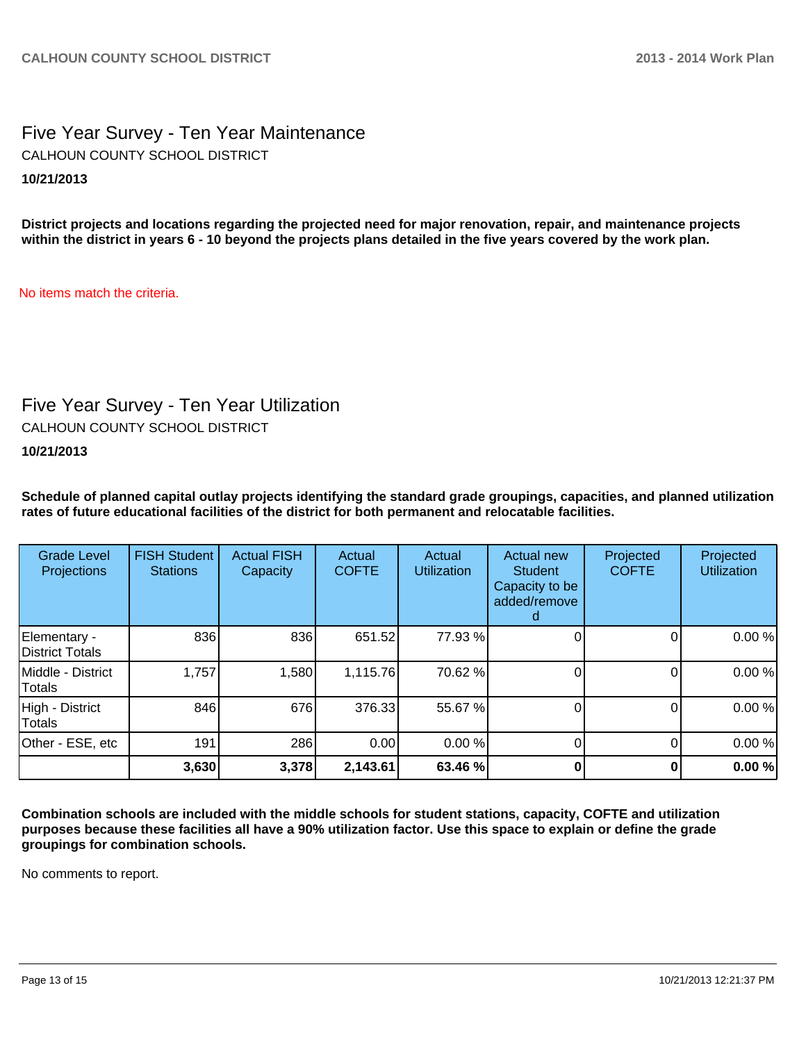## Five Year Survey - Ten Year Maintenance

CALHOUN COUNTY SCHOOL DISTRICT

**10/21/2013**

**District projects and locations regarding the projected need for major renovation, repair, and maintenance projects within the district in years 6 - 10 beyond the projects plans detailed in the five years covered by the work plan.**

No items match the criteria.

## Five Year Survey - Ten Year Utilization

CALHOUN COUNTY SCHOOL DISTRICT

**10/21/2013**

**Schedule of planned capital outlay projects identifying the standard grade groupings, capacities, and planned utilization rates of future educational facilities of the district for both permanent and relocatable facilities.**

| Grade Level Projections | FISH Student Stations | Actual FISH Capacity | Actual COFTE | Actual Utilization | Actual new Student Capacity to be added/removed | Projected COFTE | Projected Utilization |
|---|---|---|---|---|---|---|---|
| Elementary - District Totals | 836 | 836 | 651.52 | 77.93 % | 0 | 0 | 0.00 % |
| Middle - District Totals | 1,757 | 1,580 | 1,115.76 | 70.62 % | 0 | 0 | 0.00 % |
| High - District Totals | 846 | 676 | 376.33 | 55.67 % | 0 | 0 | 0.00 % |
| Other - ESE, etc | 191 | 286 | 0.00 | 0.00 % | 0 | 0 | 0.00 % |
| | **3,630** | **3,378** | **2,143.61** | **63.46 %** | **0** | **0** | **0.00 %** |

**Combination schools are included with the middle schools for student stations, capacity, COFTE and utilization purposes because these facilities all have a 90% utilization factor. Use this space to explain or define the grade groupings for combination schools.**

No comments to report.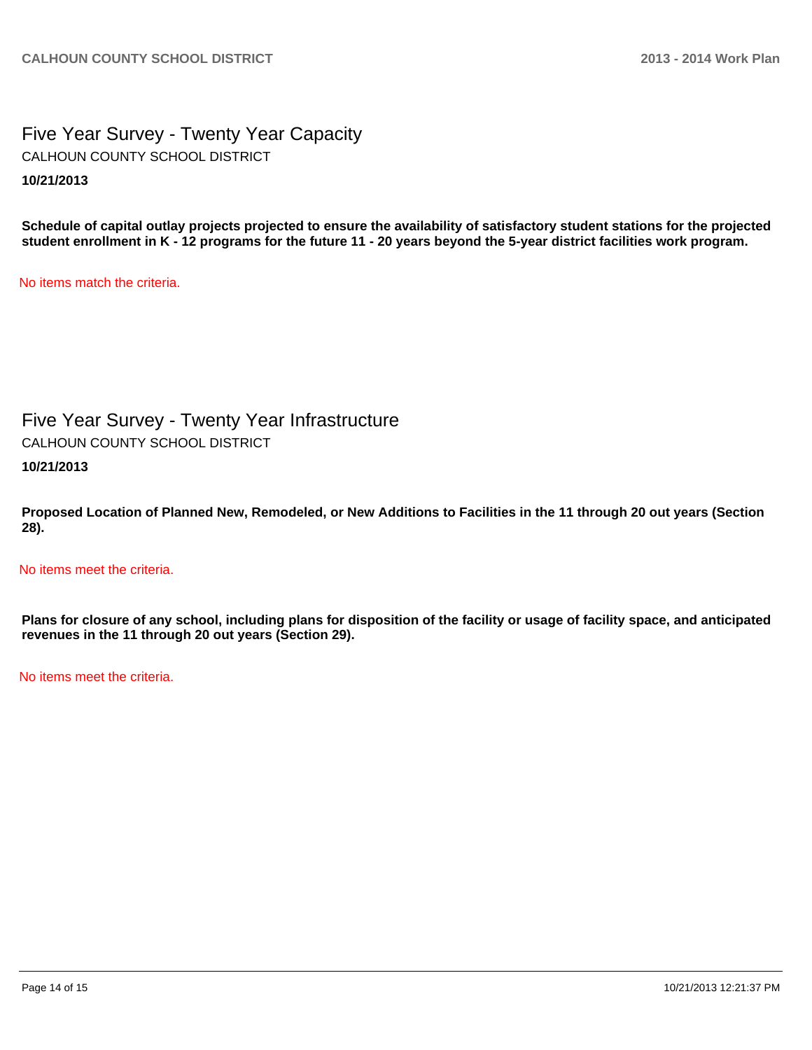## Five Year Survey - Twenty Year Capacity

CALHOUN COUNTY SCHOOL DISTRICT

**10/21/2013**

**Schedule of capital outlay projects projected to ensure the availability of satisfactory student stations for the projected student enrollment in K - 12 programs for the future 11 - 20 years beyond the 5-year district facilities work program.**

No items match the criteria.

## Five Year Survey - Twenty Year Infrastructure

CALHOUN COUNTY SCHOOL DISTRICT

**10/21/2013**

**Proposed Location of Planned New, Remodeled, or New Additions to Facilities in the 11 through 20 out years (Section 28).**

No items meet the criteria.

**Plans for closure of any school, including plans for disposition of the facility or usage of facility space, and anticipated revenues in the 11 through 20 out years (Section 29).**

No items meet the criteria.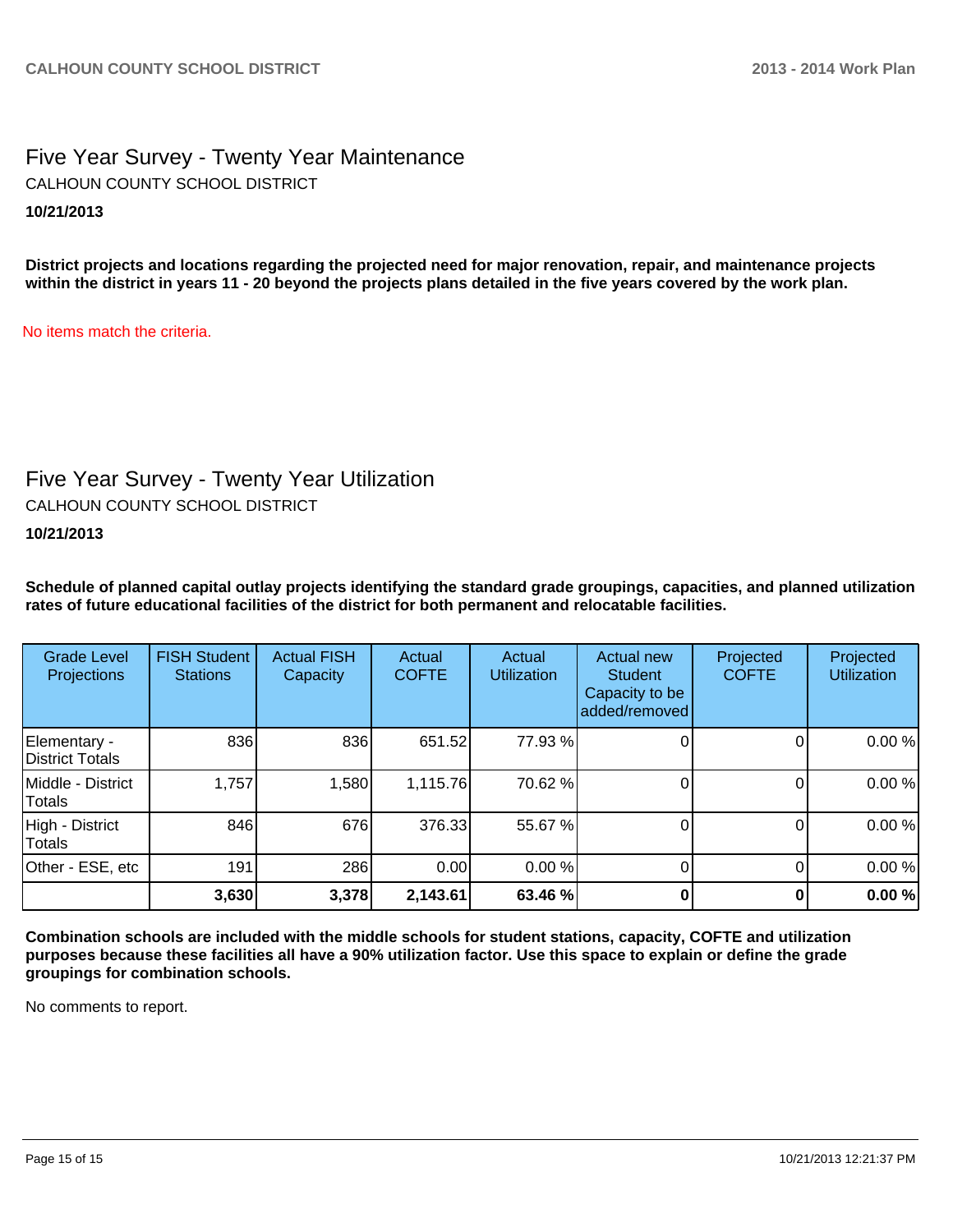## Five Year Survey - Twenty Year Maintenance

CALHOUN COUNTY SCHOOL DISTRICT

**10/21/2013**

**District projects and locations regarding the projected need for major renovation, repair, and maintenance projects within the district in years 11 - 20 beyond the projects plans detailed in the five years covered by the work plan.**

No items match the criteria.

## Five Year Survey - Twenty Year Utilization

CALHOUN COUNTY SCHOOL DISTRICT

**10/21/2013**

**Schedule of planned capital outlay projects identifying the standard grade groupings, capacities, and planned utilization rates of future educational facilities of the district for both permanent and relocatable facilities.**

| Grade Level Projections | FISH Student Stations | Actual FISH Capacity | Actual COFTE | Actual Utilization | Actual new Student Capacity to be added/removed | Projected COFTE | Projected Utilization |
|---|---|---|---|---|---|---|---|
| Elementary - District Totals | 836 | 836 | 651.52 | 77.93 % | 0 | 0 | 0.00 % |
| Middle - District Totals | 1,757 | 1,580 | 1,115.76 | 70.62 % | 0 | 0 | 0.00 % |
| High - District Totals | 846 | 676 | 376.33 | 55.67 % | 0 | 0 | 0.00 % |
| Other - ESE, etc | 191 | 286 | 0.00 | 0.00 % | 0 | 0 | 0.00 % |
| | **3,630** | **3,378** | **2,143.61** | **63.46 %** | **0** | **0** | **0.00 %** |

**Combination schools are included with the middle schools for student stations, capacity, COFTE and utilization purposes because these facilities all have a 90% utilization factor. Use this space to explain or define the grade groupings for combination schools.**

No comments to report.